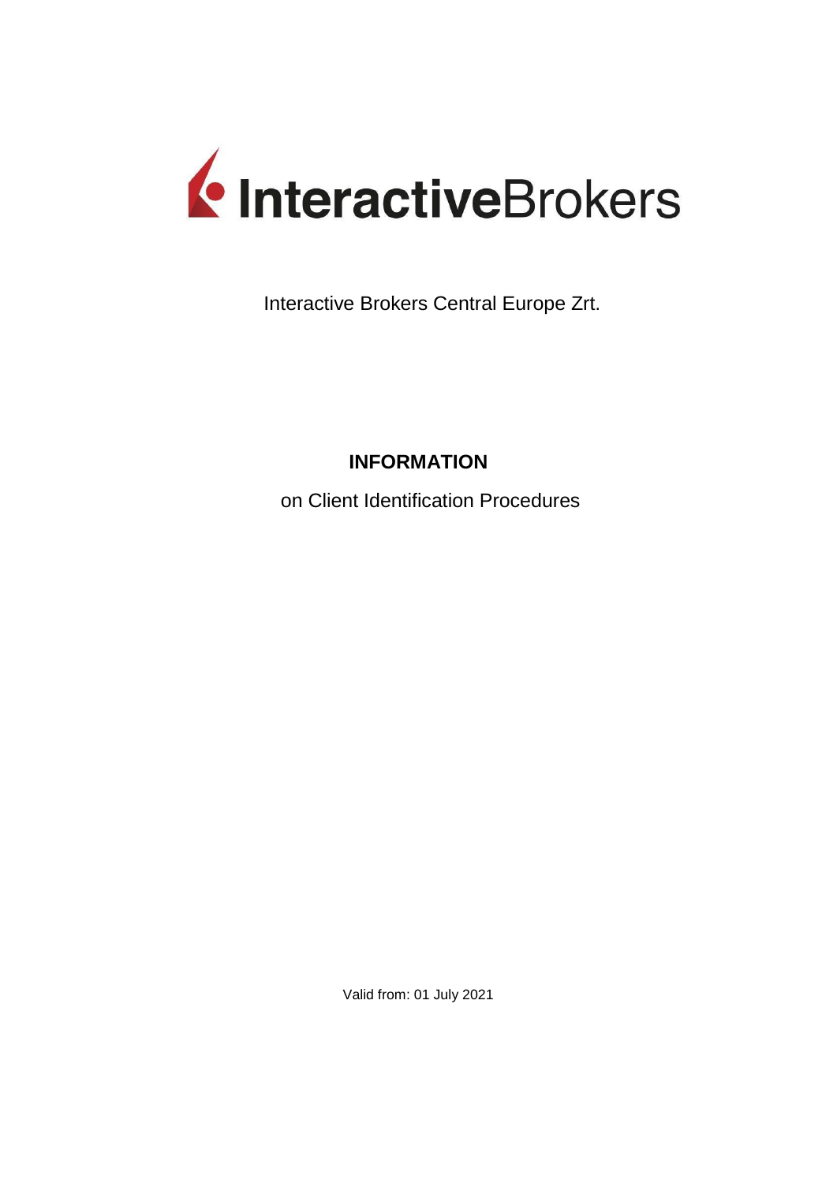InteractiveBrokers

Interactive Brokers Central Europe Zrt.

# INFORMATION

on Client Identification Procedures

Valid from: 01 July 2021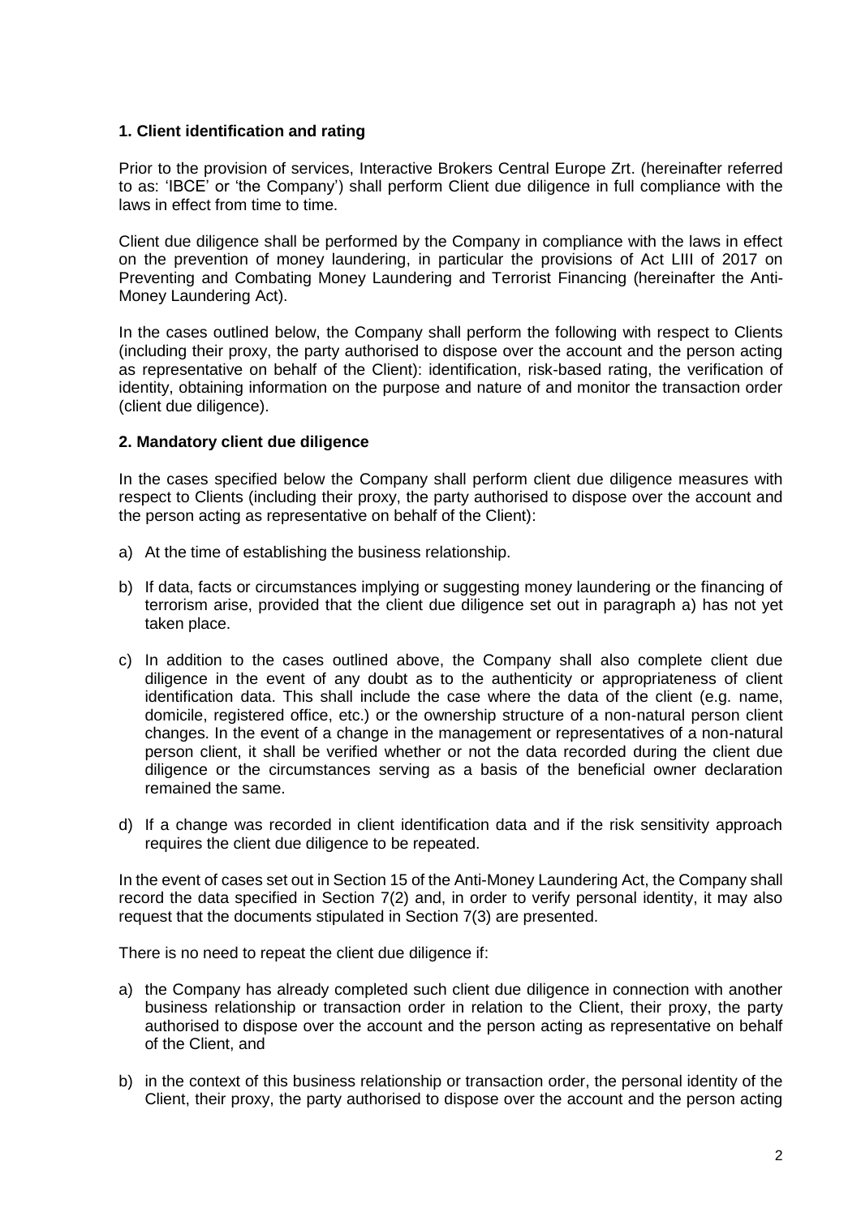**1. Client identification and rating**

Prior to the provision of services, Interactive Brokers Central Europe Zrt. (hereinafter referred to as: 'IBCE' or 'the Company') shall perform Client due diligence in full compliance with the laws in effect from time to time.

Client due diligence shall be performed by the Company in compliance with the laws in effect on the prevention of money laundering, in particular the provisions of Act LIII of 2017 on Preventing and Combating Money Laundering and Terrorist Financing (hereinafter the Anti-Money Laundering Act).

In the cases outlined below, the Company shall perform the following with respect to Clients (including their proxy, the party authorised to dispose over the account and the person acting as representative on behalf of the Client): identification, risk-based rating, the verification of identity, obtaining information on the purpose and nature of and monitor the transaction order (client due diligence).

**2. Mandatory client due diligence**

In the cases specified below the Company shall perform client due diligence measures with respect to Clients (including their proxy, the party authorised to dispose over the account and the person acting as representative on behalf of the Client):

a) At the time of establishing the business relationship.

b) If data, facts or circumstances implying or suggesting money laundering or the financing of terrorism arise, provided that the client due diligence set out in paragraph a) has not yet taken place.

c) In addition to the cases outlined above, the Company shall also complete client due diligence in the event of any doubt as to the authenticity or appropriateness of client identification data. This shall include the case where the data of the client (e.g. name, domicile, registered office, etc.) or the ownership structure of a non-natural person client changes. In the event of a change in the management or representatives of a non-natural person client, it shall be verified whether or not the data recorded during the client due diligence or the circumstances serving as a basis of the beneficial owner declaration remained the same.

d) If a change was recorded in client identification data and if the risk sensitivity approach requires the client due diligence to be repeated.

In the event of cases set out in Section 15 of the Anti-Money Laundering Act, the Company shall record the data specified in Section 7(2) and, in order to verify personal identity, it may also request that the documents stipulated in Section 7(3) are presented.

There is no need to repeat the client due diligence if:

a) the Company has already completed such client due diligence in connection with another business relationship or transaction order in relation to the Client, their proxy, the party authorised to dispose over the account and the person acting as representative on behalf of the Client, and

b) in the context of this business relationship or transaction order, the personal identity of the Client, their proxy, the party authorised to dispose over the account and the person acting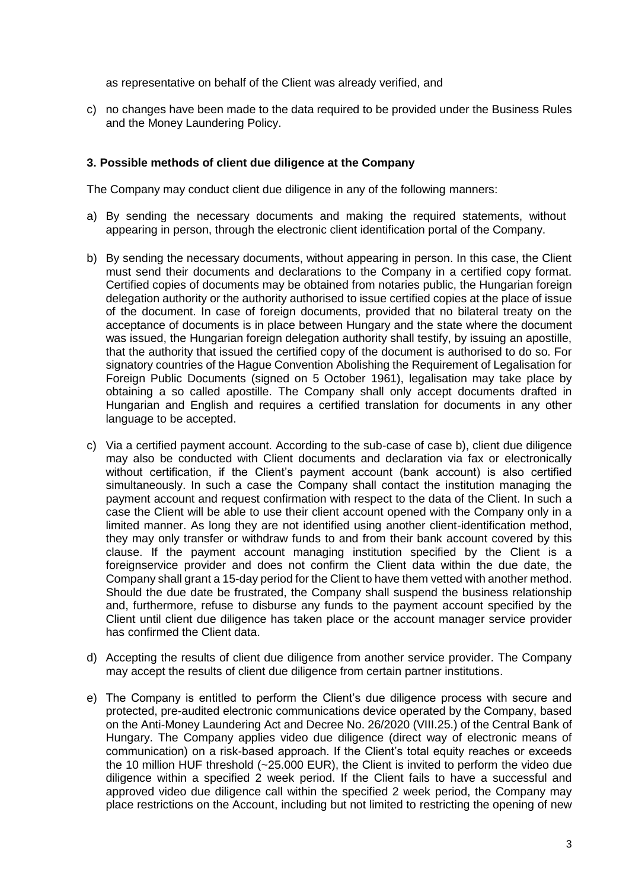as representative on behalf of the Client was already verified, and

c) no changes have been made to the data required to be provided under the Business Rules and the Money Laundering Policy.

### 3. Possible methods of client due diligence at the Company

The Company may conduct client due diligence in any of the following manners:

a) By sending the necessary documents and making the required statements, without appearing in person, through the electronic client identification portal of the Company.

b) By sending the necessary documents, without appearing in person. In this case, the Client must send their documents and declarations to the Company in a certified copy format. Certified copies of documents may be obtained from notaries public, the Hungarian foreign delegation authority or the authority authorised to issue certified copies at the place of issue of the document. In case of foreign documents, provided that no bilateral treaty on the acceptance of documents is in place between Hungary and the state where the document was issued, the Hungarian foreign delegation authority shall testify, by issuing an apostille, that the authority that issued the certified copy of the document is authorised to do so. For signatory countries of the Hague Convention Abolishing the Requirement of Legalisation for Foreign Public Documents (signed on 5 October 1961), legalisation may take place by obtaining a so called apostille. The Company shall only accept documents drafted in Hungarian and English and requires a certified translation for documents in any other language to be accepted.

c) Via a certified payment account. According to the sub-case of case b), client due diligence may also be conducted with Client documents and declaration via fax or electronically without certification, if the Client's payment account (bank account) is also certified simultaneously. In such a case the Company shall contact the institution managing the payment account and request confirmation with respect to the data of the Client. In such a case the Client will be able to use their client account opened with the Company only in a limited manner. As long they are not identified using another client-identification method, they may only transfer or withdraw funds to and from their bank account covered by this clause. If the payment account managing institution specified by the Client is a foreignservice provider and does not confirm the Client data within the due date, the Company shall grant a 15-day period for the Client to have them vetted with another method. Should the due date be frustrated, the Company shall suspend the business relationship and, furthermore, refuse to disburse any funds to the payment account specified by the Client until client due diligence has taken place or the account manager service provider has confirmed the Client data.

d) Accepting the results of client due diligence from another service provider. The Company may accept the results of client due diligence from certain partner institutions.

e) The Company is entitled to perform the Client's due diligence process with secure and protected, pre-audited electronic communications device operated by the Company, based on the Anti-Money Laundering Act and Decree No. 26/2020 (VIII.25.) of the Central Bank of Hungary. The Company applies video due diligence (direct way of electronic means of communication) on a risk-based approach. If the Client's total equity reaches or exceeds the 10 million HUF threshold (~25.000 EUR), the Client is invited to perform the video due diligence within a specified 2 week period. If the Client fails to have a successful and approved video due diligence call within the specified 2 week period, the Company may place restrictions on the Account, including but not limited to restricting the opening of new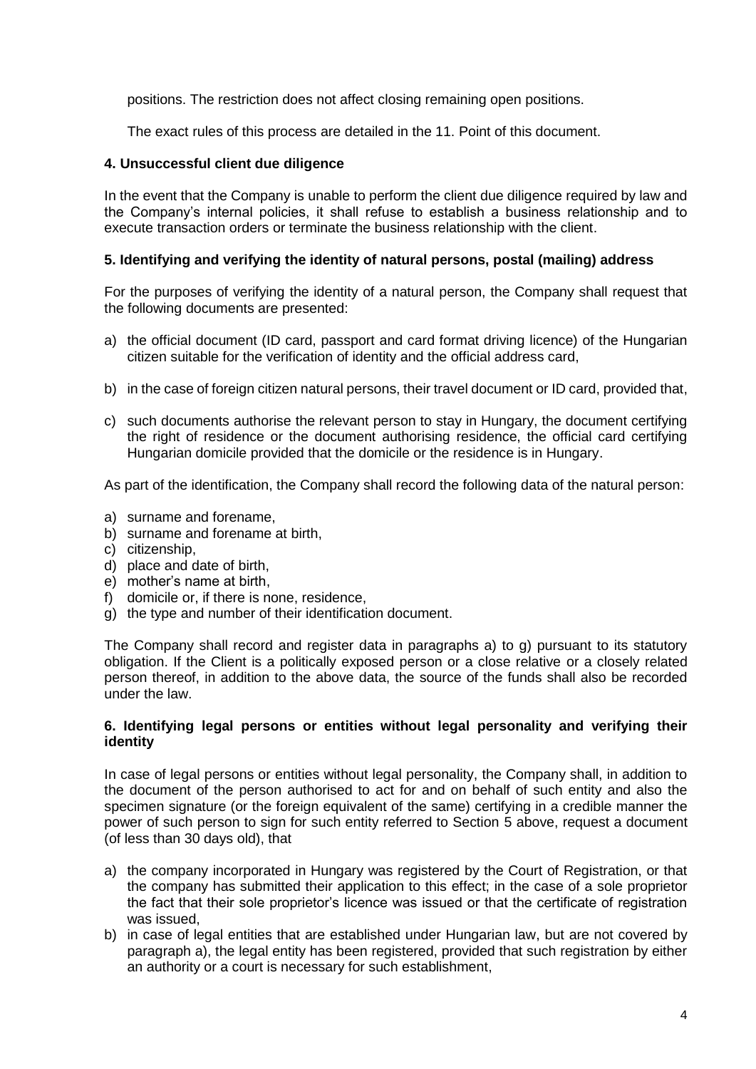positions. The restriction does not affect closing remaining open positions.

The exact rules of this process are detailed in the 11. Point of this document.

## 4. Unsuccessful client due diligence

In the event that the Company is unable to perform the client due diligence required by law and the Company's internal policies, it shall refuse to establish a business relationship and to execute transaction orders or terminate the business relationship with the client.

## 5. Identifying and verifying the identity of natural persons, postal (mailing) address

For the purposes of verifying the identity of a natural person, the Company shall request that the following documents are presented:

a) the official document (ID card, passport and card format driving licence) of the Hungarian citizen suitable for the verification of identity and the official address card,

b) in the case of foreign citizen natural persons, their travel document or ID card, provided that,

c) such documents authorise the relevant person to stay in Hungary, the document certifying the right of residence or the document authorising residence, the official card certifying Hungarian domicile provided that the domicile or the residence is in Hungary.

As part of the identification, the Company shall record the following data of the natural person:

a) surname and forename,
b) surname and forename at birth,
c) citizenship,
d) place and date of birth,
e) mother's name at birth,
f) domicile or, if there is none, residence,
g) the type and number of their identification document.

The Company shall record and register data in paragraphs a) to g) pursuant to its statutory obligation. If the Client is a politically exposed person or a close relative or a closely related person thereof, in addition to the above data, the source of the funds shall also be recorded under the law.

## 6. Identifying legal persons or entities without legal personality and verifying their identity

In case of legal persons or entities without legal personality, the Company shall, in addition to the document of the person authorised to act for and on behalf of such entity and also the specimen signature (or the foreign equivalent of the same) certifying in a credible manner the power of such person to sign for such entity referred to Section 5 above, request a document (of less than 30 days old), that

a) the company incorporated in Hungary was registered by the Court of Registration, or that the company has submitted their application to this effect; in the case of a sole proprietor the fact that their sole proprietor's licence was issued or that the certificate of registration was issued,
b) in case of legal entities that are established under Hungarian law, but are not covered by paragraph a), the legal entity has been registered, provided that such registration by either an authority or a court is necessary for such establishment,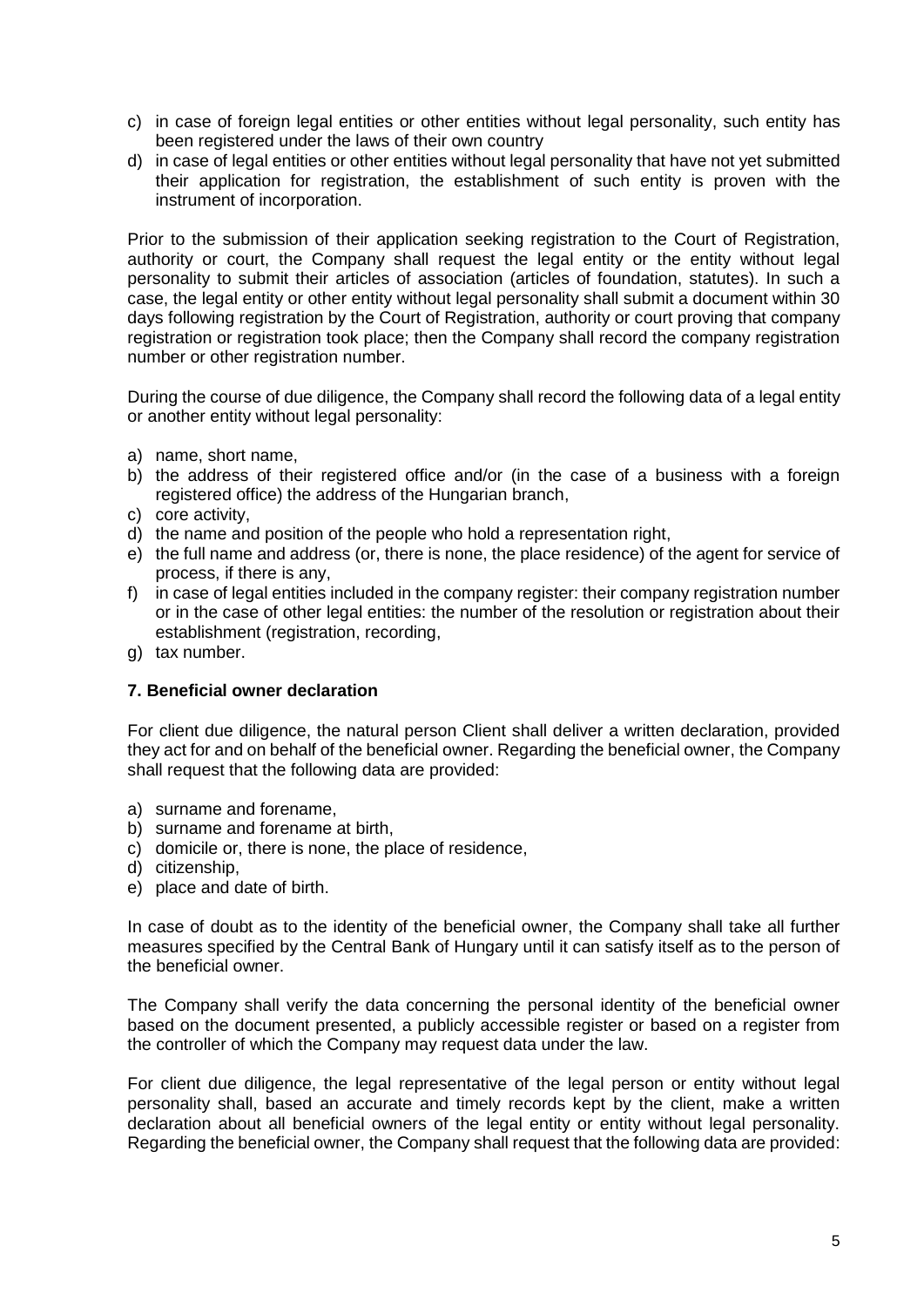c) in case of foreign legal entities or other entities without legal personality, such entity has been registered under the laws of their own country
d) in case of legal entities or other entities without legal personality that have not yet submitted their application for registration, the establishment of such entity is proven with the instrument of incorporation.

Prior to the submission of their application seeking registration to the Court of Registration, authority or court, the Company shall request the legal entity or the entity without legal personality to submit their articles of association (articles of foundation, statutes). In such a case, the legal entity or other entity without legal personality shall submit a document within 30 days following registration by the Court of Registration, authority or court proving that company registration or registration took place; then the Company shall record the company registration number or other registration number.

During the course of due diligence, the Company shall record the following data of a legal entity or another entity without legal personality:

a) name, short name,
b) the address of their registered office and/or (in the case of a business with a foreign registered office) the address of the Hungarian branch,
c) core activity,
d) the name and position of the people who hold a representation right,
e) the full name and address (or, there is none, the place residence) of the agent for service of process, if there is any,
f) in case of legal entities included in the company register: their company registration number or in the case of other legal entities: the number of the resolution or registration about their establishment (registration, recording,
g) tax number.

### 7. Beneficial owner declaration

For client due diligence, the natural person Client shall deliver a written declaration, provided they act for and on behalf of the beneficial owner. Regarding the beneficial owner, the Company shall request that the following data are provided:

a) surname and forename,
b) surname and forename at birth,
c) domicile or, there is none, the place of residence,
d) citizenship,
e) place and date of birth.

In case of doubt as to the identity of the beneficial owner, the Company shall take all further measures specified by the Central Bank of Hungary until it can satisfy itself as to the person of the beneficial owner.

The Company shall verify the data concerning the personal identity of the beneficial owner based on the document presented, a publicly accessible register or based on a register from the controller of which the Company may request data under the law.

For client due diligence, the legal representative of the legal person or entity without legal personality shall, based an accurate and timely records kept by the client, make a written declaration about all beneficial owners of the legal entity or entity without legal personality. Regarding the beneficial owner, the Company shall request that the following data are provided: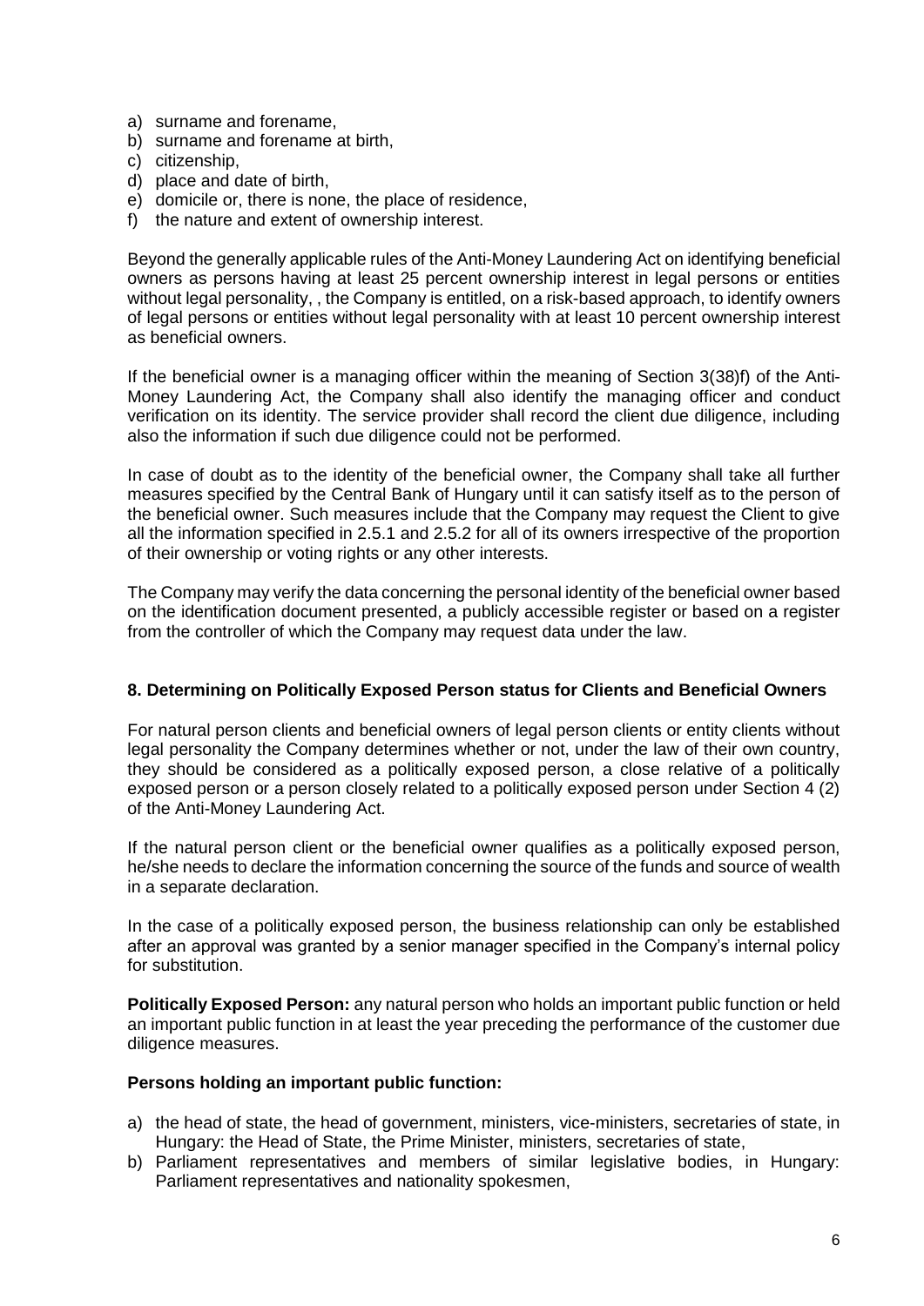a) surname and forename,
b) surname and forename at birth,
c) citizenship,
d) place and date of birth,
e) domicile or, there is none, the place of residence,
f) the nature and extent of ownership interest.

Beyond the generally applicable rules of the Anti-Money Laundering Act on identifying beneficial owners as persons having at least 25 percent ownership interest in legal persons or entities without legal personality, , the Company is entitled, on a risk-based approach, to identify owners of legal persons or entities without legal personality with at least 10 percent ownership interest as beneficial owners.

If the beneficial owner is a managing officer within the meaning of Section 3(38)f) of the Anti-Money Laundering Act, the Company shall also identify the managing officer and conduct verification on its identity. The service provider shall record the client due diligence, including also the information if such due diligence could not be performed.

In case of doubt as to the identity of the beneficial owner, the Company shall take all further measures specified by the Central Bank of Hungary until it can satisfy itself as to the person of the beneficial owner. Such measures include that the Company may request the Client to give all the information specified in 2.5.1 and 2.5.2 for all of its owners irrespective of the proportion of their ownership or voting rights or any other interests.

The Company may verify the data concerning the personal identity of the beneficial owner based on the identification document presented, a publicly accessible register or based on a register from the controller of which the Company may request data under the law.

## 8. Determining on Politically Exposed Person status for Clients and Beneficial Owners

For natural person clients and beneficial owners of legal person clients or entity clients without legal personality the Company determines whether or not, under the law of their own country, they should be considered as a politically exposed person, a close relative of a politically exposed person or a person closely related to a politically exposed person under Section 4 (2) of the Anti-Money Laundering Act.

If the natural person client or the beneficial owner qualifies as a politically exposed person, he/she needs to declare the information concerning the source of the funds and source of wealth in a separate declaration.

In the case of a politically exposed person, the business relationship can only be established after an approval was granted by a senior manager specified in the Company's internal policy for substitution.

**Politically Exposed Person:** any natural person who holds an important public function or held an important public function in at least the year preceding the performance of the customer due diligence measures.

**Persons holding an important public function:**

a) the head of state, the head of government, ministers, vice-ministers, secretaries of state, in Hungary: the Head of State, the Prime Minister, ministers, secretaries of state,
b) Parliament representatives and members of similar legislative bodies, in Hungary: Parliament representatives and nationality spokesmen,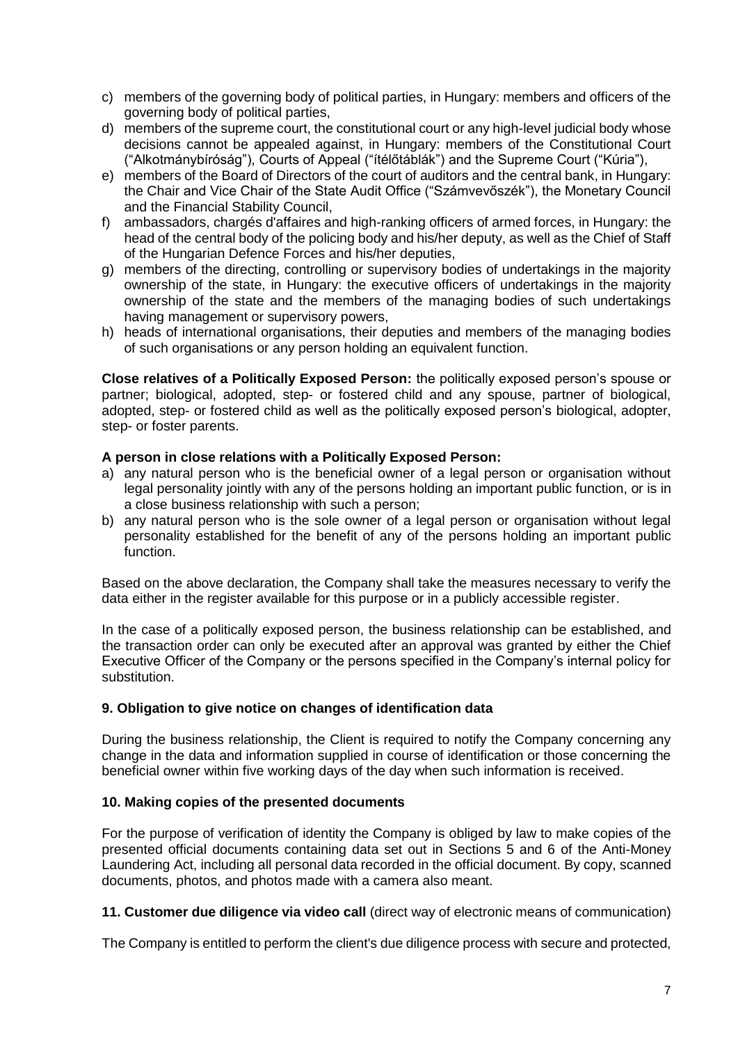c) members of the governing body of political parties, in Hungary: members and officers of the governing body of political parties,
d) members of the supreme court, the constitutional court or any high-level judicial body whose decisions cannot be appealed against, in Hungary: members of the Constitutional Court ("Alkotmánybíróság"), Courts of Appeal ("ítélőtáblák") and the Supreme Court ("Kúria"),
e) members of the Board of Directors of the court of auditors and the central bank, in Hungary: the Chair and Vice Chair of the State Audit Office ("Számvevőszék"), the Monetary Council and the Financial Stability Council,
f) ambassadors, chargés d'affaires and high-ranking officers of armed forces, in Hungary: the head of the central body of the policing body and his/her deputy, as well as the Chief of Staff of the Hungarian Defence Forces and his/her deputies,
g) members of the directing, controlling or supervisory bodies of undertakings in the majority ownership of the state, in Hungary: the executive officers of undertakings in the majority ownership of the state and the members of the managing bodies of such undertakings having management or supervisory powers,
h) heads of international organisations, their deputies and members of the managing bodies of such organisations or any person holding an equivalent function.

**Close relatives of a Politically Exposed Person:** the politically exposed person's spouse or partner; biological, adopted, step- or fostered child and any spouse, partner of biological, adopted, step- or fostered child as well as the politically exposed person's biological, adopter, step- or foster parents.

**A person in close relations with a Politically Exposed Person:**

a) any natural person who is the beneficial owner of a legal person or organisation without legal personality jointly with any of the persons holding an important public function, or is in a close business relationship with such a person;
b) any natural person who is the sole owner of a legal person or organisation without legal personality established for the benefit of any of the persons holding an important public function.

Based on the above declaration, the Company shall take the measures necessary to verify the data either in the register available for this purpose or in a publicly accessible register.

In the case of a politically exposed person, the business relationship can be established, and the transaction order can only be executed after an approval was granted by either the Chief Executive Officer of the Company or the persons specified in the Company's internal policy for substitution.

### 9. Obligation to give notice on changes of identification data

During the business relationship, the Client is required to notify the Company concerning any change in the data and information supplied in course of identification or those concerning the beneficial owner within five working days of the day when such information is received.

### 10. Making copies of the presented documents

For the purpose of verification of identity the Company is obliged by law to make copies of the presented official documents containing data set out in Sections 5 and 6 of the Anti-Money Laundering Act, including all personal data recorded in the official document. By copy, scanned documents, photos, and photos made with a camera also meant.

### 11. Customer due diligence via video call (direct way of electronic means of communication)

The Company is entitled to perform the client's due diligence process with secure and protected,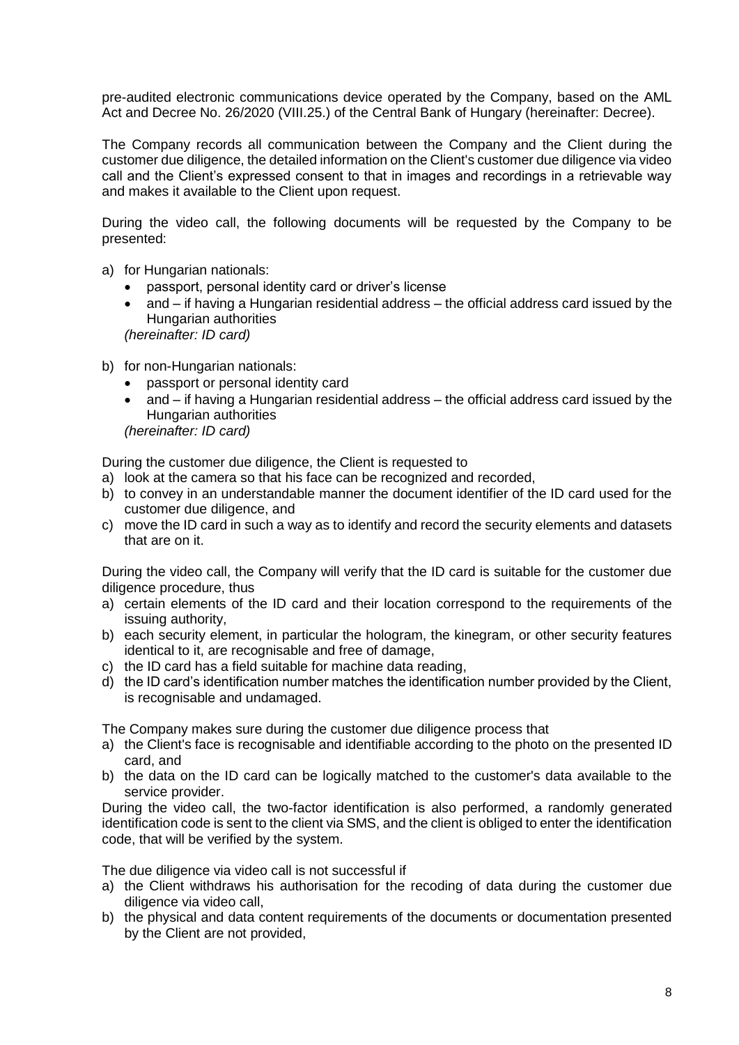pre-audited electronic communications device operated by the Company, based on the AML Act and Decree No. 26/2020 (VIII.25.) of the Central Bank of Hungary (hereinafter: Decree).

The Company records all communication between the Company and the Client during the customer due diligence, the detailed information on the Client's customer due diligence via video call and the Client's expressed consent to that in images and recordings in a retrievable way and makes it available to the Client upon request.

During the video call, the following documents will be requested by the Company to be presented:

a) for Hungarian nationals:
   - passport, personal identity card or driver's license
   - and – if having a Hungarian residential address – the official address card issued by the Hungarian authorities

   *(hereinafter: ID card)*

b) for non-Hungarian nationals:
   - passport or personal identity card
   - and – if having a Hungarian residential address – the official address card issued by the Hungarian authorities

   *(hereinafter: ID card)*

During the customer due diligence, the Client is requested to

a) look at the camera so that his face can be recognized and recorded,
b) to convey in an understandable manner the document identifier of the ID card used for the customer due diligence, and
c) move the ID card in such a way as to identify and record the security elements and datasets that are on it.

During the video call, the Company will verify that the ID card is suitable for the customer due diligence procedure, thus

a) certain elements of the ID card and their location correspond to the requirements of the issuing authority,
b) each security element, in particular the hologram, the kinegram, or other security features identical to it, are recognisable and free of damage,
c) the ID card has a field suitable for machine data reading,
d) the ID card's identification number matches the identification number provided by the Client, is recognisable and undamaged.

The Company makes sure during the customer due diligence process that

a) the Client's face is recognisable and identifiable according to the photo on the presented ID card, and
b) the data on the ID card can be logically matched to the customer's data available to the service provider.

During the video call, the two-factor identification is also performed, a randomly generated identification code is sent to the client via SMS, and the client is obliged to enter the identification code, that will be verified by the system.

The due diligence via video call is not successful if

a) the Client withdraws his authorisation for the recoding of data during the customer due diligence via video call,
b) the physical and data content requirements of the documents or documentation presented by the Client are not provided,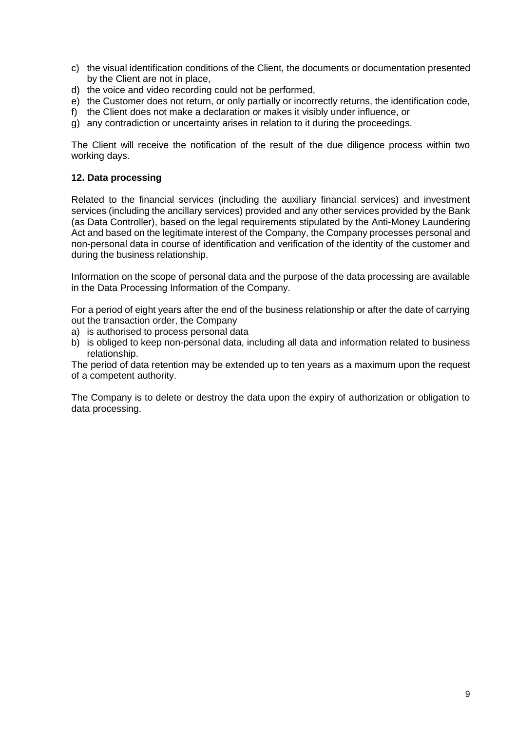c) the visual identification conditions of the Client, the documents or documentation presented by the Client are not in place,
d) the voice and video recording could not be performed,
e) the Customer does not return, or only partially or incorrectly returns, the identification code,
f) the Client does not make a declaration or makes it visibly under influence, or
g) any contradiction or uncertainty arises in relation to it during the proceedings.

The Client will receive the notification of the result of the due diligence process within two working days.

### 12. Data processing

Related to the financial services (including the auxiliary financial services) and investment services (including the ancillary services) provided and any other services provided by the Bank (as Data Controller), based on the legal requirements stipulated by the Anti-Money Laundering Act and based on the legitimate interest of the Company, the Company processes personal and non-personal data in course of identification and verification of the identity of the customer and during the business relationship.

Information on the scope of personal data and the purpose of the data processing are available in the Data Processing Information of the Company.

For a period of eight years after the end of the business relationship or after the date of carrying out the transaction order, the Company

a) is authorised to process personal data
b) is obliged to keep non-personal data, including all data and information related to business relationship.

The period of data retention may be extended up to ten years as a maximum upon the request of a competent authority.

The Company is to delete or destroy the data upon the expiry of authorization or obligation to data processing.